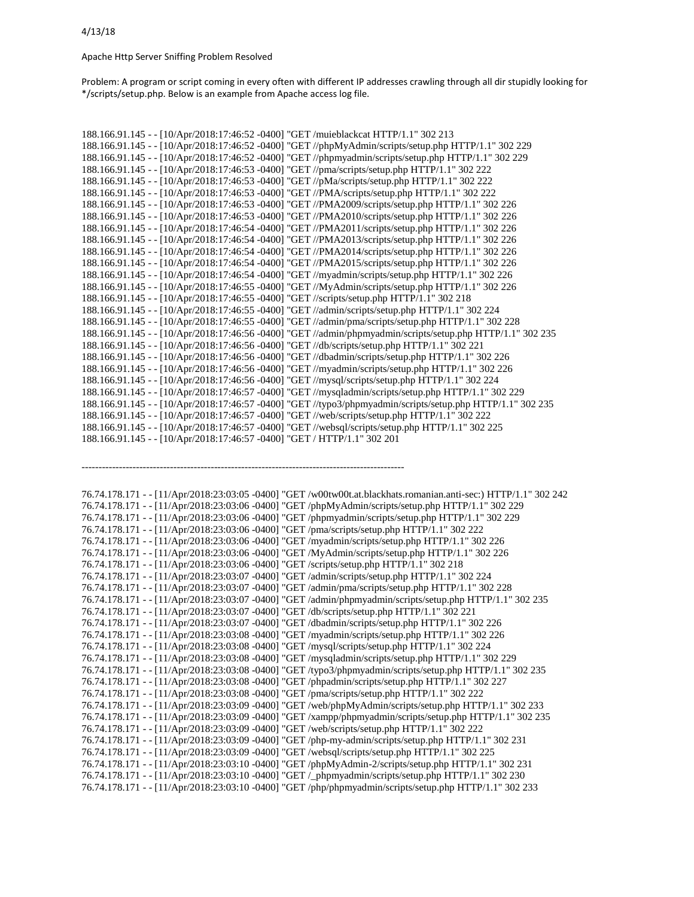4/13/18

Apache Http Server Sniffing Problem Resolved

Problem: A program or script coming in every often with different IP addresses crawling through all dir stupidly looking for */scripts/setup.php. Below is an example from Apache access log file.

```
188.166.91.145 - - [10/Apr/2018:17:46:52 -0400] "GET /muieblackcat HTTP/1.1" 302 213
188.166.91.145 - - [10/Apr/2018:17:46:52 -0400] "GET //phpMyAdmin/scripts/setup.php HTTP/1.1" 302 229
188.166.91.145 - - [10/Apr/2018:17:46:52 -0400] "GET //phpmyadmin/scripts/setup.php HTTP/1.1" 302 229
188.166.91.145 - - [10/Apr/2018:17:46:53 -0400] "GET //pma/scripts/setup.php HTTP/1.1" 302 222
188.166.91.145 - - [10/Apr/2018:17:46:53 -0400] "GET //pMa/scripts/setup.php HTTP/1.1" 302 222
188.166.91.145 - - [10/Apr/2018:17:46:53 -0400] "GET //PMA/scripts/setup.php HTTP/1.1" 302 222
188.166.91.145 - - [10/Apr/2018:17:46:53 -0400] "GET //PMA2009/scripts/setup.php HTTP/1.1" 302 226
188.166.91.145 - - [10/Apr/2018:17:46:53 -0400] "GET //PMA2010/scripts/setup.php HTTP/1.1" 302 226
188.166.91.145 - - [10/Apr/2018:17:46:54 -0400] "GET //PMA2011/scripts/setup.php HTTP/1.1" 302 226
188.166.91.145 - - [10/Apr/2018:17:46:54 -0400] "GET //PMA2013/scripts/setup.php HTTP/1.1" 302 226
188.166.91.145 - - [10/Apr/2018:17:46:54 -0400] "GET //PMA2014/scripts/setup.php HTTP/1.1" 302 226
188.166.91.145 - - [10/Apr/2018:17:46:54 -0400] "GET //PMA2015/scripts/setup.php HTTP/1.1" 302 226
188.166.91.145 - - [10/Apr/2018:17:46:54 -0400] "GET //myadmin/scripts/setup.php HTTP/1.1" 302 226
188.166.91.145 - - [10/Apr/2018:17:46:55 -0400] "GET //MyAdmin/scripts/setup.php HTTP/1.1" 302 226
188.166.91.145 - - [10/Apr/2018:17:46:55 -0400] "GET //scripts/setup.php HTTP/1.1" 302 218
188.166.91.145 - - [10/Apr/2018:17:46:55 -0400] "GET //admin/scripts/setup.php HTTP/1.1" 302 224
188.166.91.145 - - [10/Apr/2018:17:46:55 -0400] "GET //admin/pma/scripts/setup.php HTTP/1.1" 302 228
188.166.91.145 - - [10/Apr/2018:17:46:56 -0400] "GET //admin/phpmyadmin/scripts/setup.php HTTP/1.1" 302 235
188.166.91.145 - - [10/Apr/2018:17:46:56 -0400] "GET //db/scripts/setup.php HTTP/1.1" 302 221
188.166.91.145 - - [10/Apr/2018:17:46:56 -0400] "GET //dbadmin/scripts/setup.php HTTP/1.1" 302 226
188.166.91.145 - - [10/Apr/2018:17:46:56 -0400] "GET //myadmin/scripts/setup.php HTTP/1.1" 302 226
188.166.91.145 - - [10/Apr/2018:17:46:56 -0400] "GET //mysql/scripts/setup.php HTTP/1.1" 302 224
188.166.91.145 - - [10/Apr/2018:17:46:57 -0400] "GET //mysqladmin/scripts/setup.php HTTP/1.1" 302 229
188.166.91.145 - - [10/Apr/2018:17:46:57 -0400] "GET //typo3/phpmyadmin/scripts/setup.php HTTP/1.1" 302 235
188.166.91.145 - - [10/Apr/2018:17:46:57 -0400] "GET //web/scripts/setup.php HTTP/1.1" 302 222
188.166.91.145 - - [10/Apr/2018:17:46:57 -0400] "GET //websql/scripts/setup.php HTTP/1.1" 302 225
188.166.91.145 - - [10/Apr/2018:17:46:57 -0400] "GET / HTTP/1.1" 302 201
```

---

```
76.74.178.171 - - [11/Apr/2018:23:03:05 -0400] "GET /w00tw00t.at.blackhats.romanian.anti-sec:) HTTP/1.1" 302 242
76.74.178.171 - - [11/Apr/2018:23:03:06 -0400] "GET /phpMyAdmin/scripts/setup.php HTTP/1.1" 302 229
76.74.178.171 - - [11/Apr/2018:23:03:06 -0400] "GET /phpmyadmin/scripts/setup.php HTTP/1.1" 302 229
76.74.178.171 - - [11/Apr/2018:23:03:06 -0400] "GET /pma/scripts/setup.php HTTP/1.1" 302 222
76.74.178.171 - - [11/Apr/2018:23:03:06 -0400] "GET /myadmin/scripts/setup.php HTTP/1.1" 302 226
76.74.178.171 - - [11/Apr/2018:23:03:06 -0400] "GET /MyAdmin/scripts/setup.php HTTP/1.1" 302 226
76.74.178.171 - - [11/Apr/2018:23:03:06 -0400] "GET /scripts/setup.php HTTP/1.1" 302 218
76.74.178.171 - - [11/Apr/2018:23:03:07 -0400] "GET /admin/scripts/setup.php HTTP/1.1" 302 224
76.74.178.171 - - [11/Apr/2018:23:03:07 -0400] "GET /admin/pma/scripts/setup.php HTTP/1.1" 302 228
76.74.178.171 - - [11/Apr/2018:23:03:07 -0400] "GET /admin/phpmyadmin/scripts/setup.php HTTP/1.1" 302 235
76.74.178.171 - - [11/Apr/2018:23:03:07 -0400] "GET /db/scripts/setup.php HTTP/1.1" 302 221
76.74.178.171 - - [11/Apr/2018:23:03:07 -0400] "GET /dbadmin/scripts/setup.php HTTP/1.1" 302 226
76.74.178.171 - - [11/Apr/2018:23:03:08 -0400] "GET /myadmin/scripts/setup.php HTTP/1.1" 302 226
76.74.178.171 - - [11/Apr/2018:23:03:08 -0400] "GET /mysql/scripts/setup.php HTTP/1.1" 302 224
76.74.178.171 - - [11/Apr/2018:23:03:08 -0400] "GET /mysqladmin/scripts/setup.php HTTP/1.1" 302 229
76.74.178.171 - - [11/Apr/2018:23:03:08 -0400] "GET /typo3/phpmyadmin/scripts/setup.php HTTP/1.1" 302 235
76.74.178.171 - - [11/Apr/2018:23:03:08 -0400] "GET /phpadmin/scripts/setup.php HTTP/1.1" 302 227
76.74.178.171 - - [11/Apr/2018:23:03:08 -0400] "GET /pma/scripts/setup.php HTTP/1.1" 302 222
76.74.178.171 - - [11/Apr/2018:23:03:09 -0400] "GET /web/phpMyAdmin/scripts/setup.php HTTP/1.1" 302 233
76.74.178.171 - - [11/Apr/2018:23:03:09 -0400] "GET /xampp/phpmyadmin/scripts/setup.php HTTP/1.1" 302 235
76.74.178.171 - - [11/Apr/2018:23:03:09 -0400] "GET /web/scripts/setup.php HTTP/1.1" 302 222
76.74.178.171 - - [11/Apr/2018:23:03:09 -0400] "GET /php-my-admin/scripts/setup.php HTTP/1.1" 302 231
76.74.178.171 - - [11/Apr/2018:23:03:09 -0400] "GET /websql/scripts/setup.php HTTP/1.1" 302 225
76.74.178.171 - - [11/Apr/2018:23:03:10 -0400] "GET /phpMyAdmin-2/scripts/setup.php HTTP/1.1" 302 231
76.74.178.171 - - [11/Apr/2018:23:03:10 -0400] "GET /_phpmyadmin/scripts/setup.php HTTP/1.1" 302 230
76.74.178.171 - - [11/Apr/2018:23:03:10 -0400] "GET /php/phpmyadmin/scripts/setup.php HTTP/1.1" 302 233
```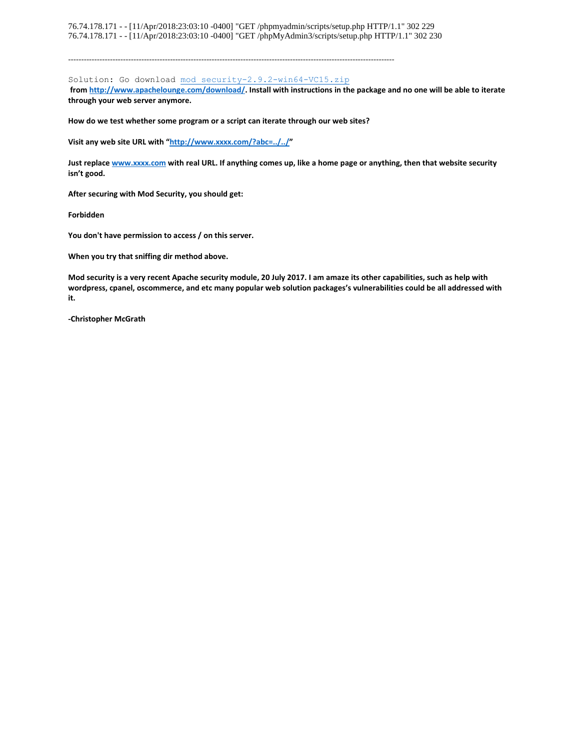76.74.178.171 - - [11/Apr/2018:23:03:10 -0400] "GET /phpmyadmin/scripts/setup.php HTTP/1.1" 302 229
76.74.178.171 - - [11/Apr/2018:23:03:10 -0400] "GET /phpMyAdmin3/scripts/setup.php HTTP/1.1" 302 230

---

Solution: Go download mod_security-2.9.2-win64-VC15.zip

**from http://www.apachelounge.com/download/. Install with instructions in the package and no one will be able to iterate through your web server anymore.**

**How do we test whether some program or a script can iterate through our web sites?**

**Visit any web site URL with "http://www.xxxx.com/?abc=../../"**

**Just replace www.xxxx.com with real URL. If anything comes up, like a home page or anything, then that website security isn't good.**

**After securing with Mod Security, you should get:**

**Forbidden**

**You don't have permission to access / on this server.**

**When you try that sniffing dir method above.**

**Mod security is a very recent Apache security module, 20 July 2017. I am amaze its other capabilities, such as help with wordpress, cpanel, oscommerce, and etc many popular web solution packages's vulnerabilities could be all addressed with it.**

**-Christopher McGrath**